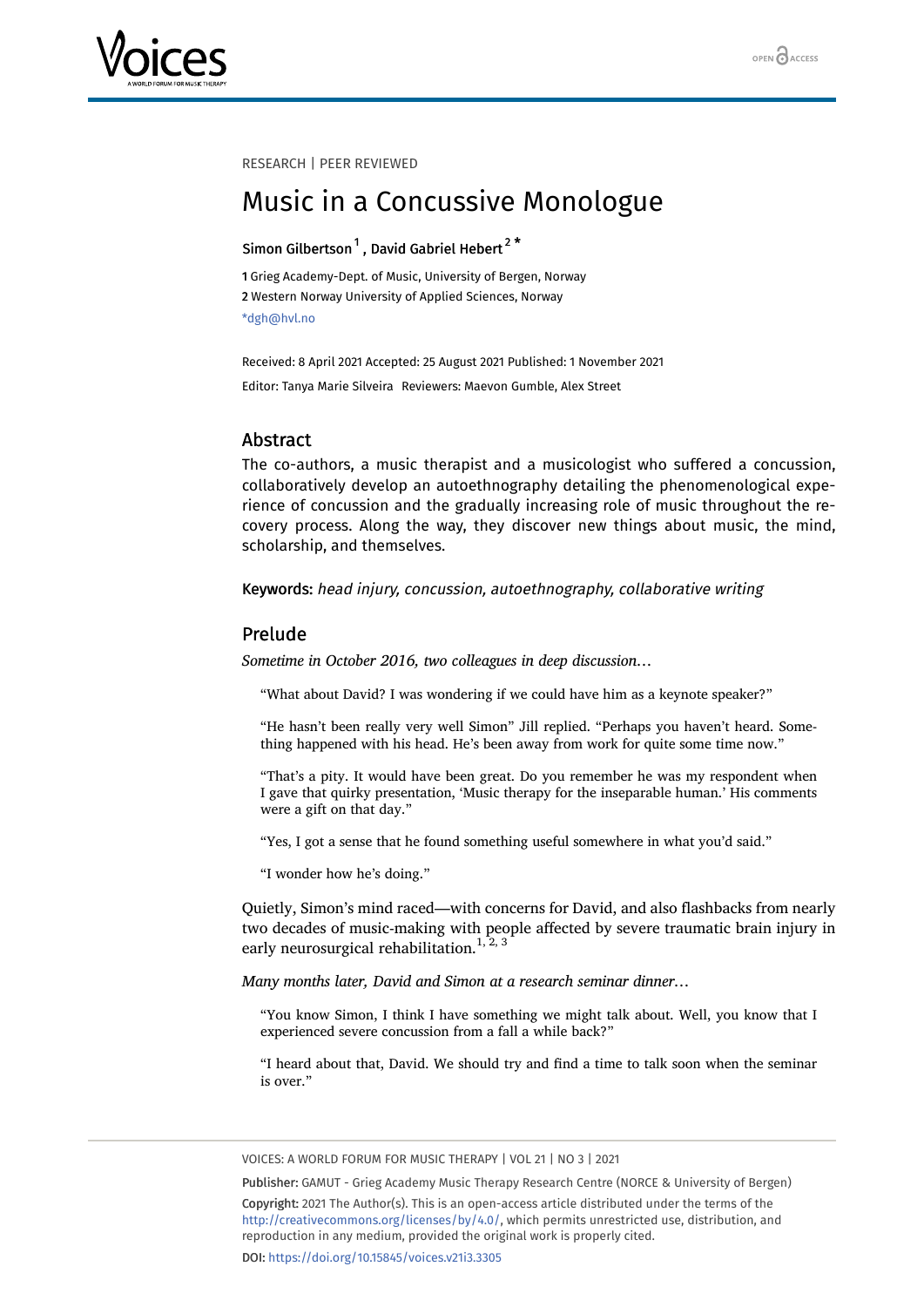RESEARCH | PEER REVIEWED

# Music in a Concussive Monologue

Simon Gilbertson [1], David Gabriel Hebert [2 *]

1 Grieg Academy-Dept. of Music, University of Bergen, Norway
2 Western Norway University of Applied Sciences, Norway
*dgh@hvl.no

Received: 8 April 2021 Accepted: 25 August 2021 Published: 1 November 2021

Editor: Tanya Marie Silveira Reviewers: Maevon Gumble, Alex Street

## Abstract

The co-authors, a music therapist and a musicologist who suffered a concussion, collaboratively develop an autoethnography detailing the phenomenological experience of concussion and the gradually increasing role of music throughout the recovery process. Along the way, they discover new things about music, the mind, scholarship, and themselves.

**Keywords:** *head injury, concussion, autoethnography, collaborative writing*

## Prelude

*Sometime in October 2016, two colleagues in deep discussion…*

> "What about David? I was wondering if we could have him as a keynote speaker?"
>
> "He hasn't been really very well Simon" Jill replied. "Perhaps you haven't heard. Something happened with his head. He's been away from work for quite some time now."
>
> "That's a pity. It would have been great. Do you remember he was my respondent when I gave that quirky presentation, 'Music therapy for the inseparable human.' His comments were a gift on that day."
>
> "Yes, I got a sense that he found something useful somewhere in what you'd said."
>
> "I wonder how he's doing."

Quietly, Simon's mind raced—with concerns for David, and also flashbacks from nearly two decades of music-making with people affected by severe traumatic brain injury in early neurosurgical rehabilitation.[1, 2, 3]

*Many months later, David and Simon at a research seminar dinner…*

> "You know Simon, I think I have something we might talk about. Well, you know that I experienced severe concussion from a fall a while back?"
>
> "I heard about that, David. We should try and find a time to talk soon when the seminar is over."

Publisher: GAMUT - Grieg Academy Music Therapy Research Centre (NORCE & University of Bergen)
Copyright: 2021 The Author(s). This is an open-access article distributed under the terms of the http://creativecommons.org/licenses/by/4.0/, which permits unrestricted use, distribution, and reproduction in any medium, provided the original work is properly cited.
DOI: https://doi.org/10.15845/voices.v21i3.3305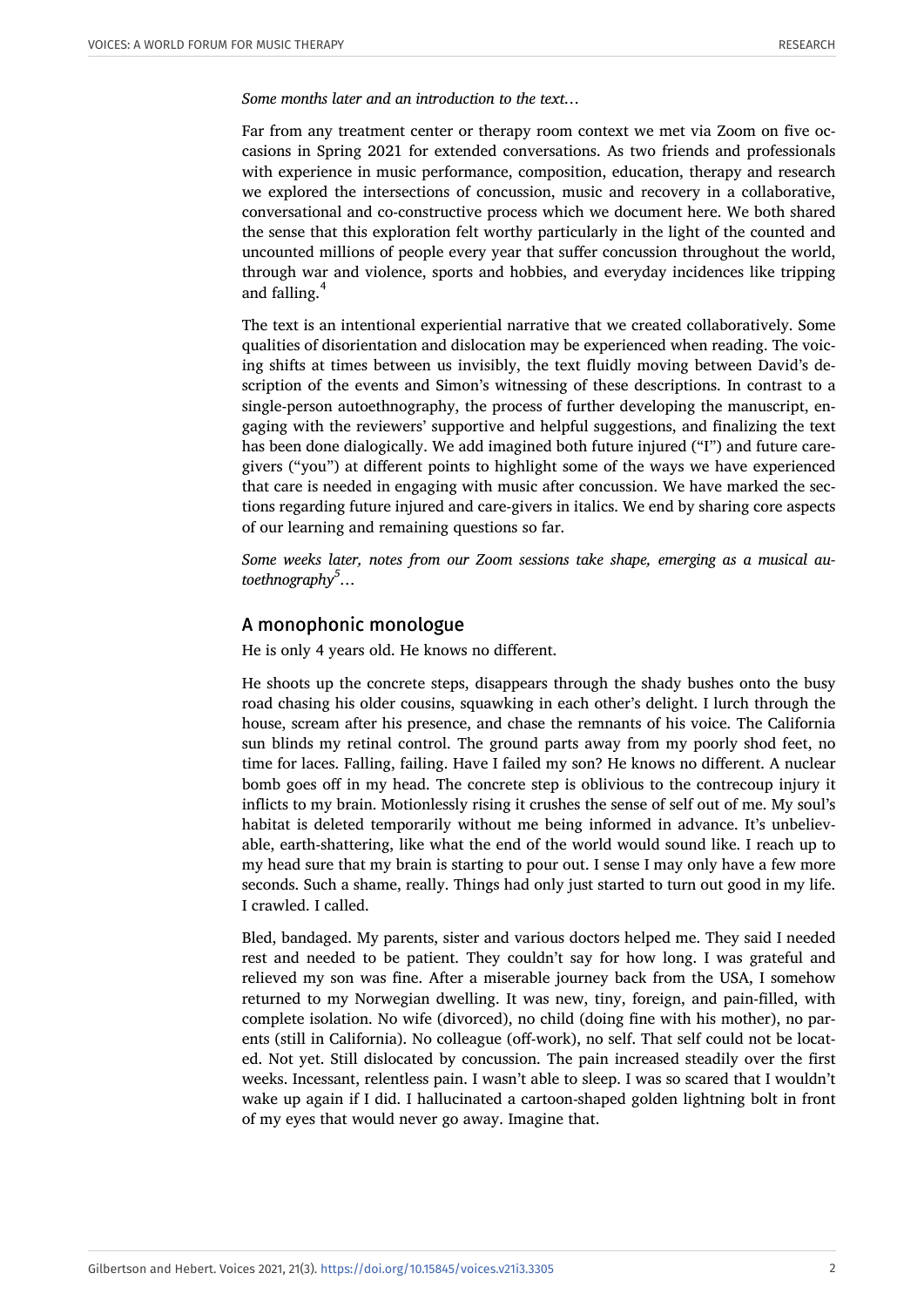*Some months later and an introduction to the text…*

Far from any treatment center or therapy room context we met via Zoom on five occasions in Spring 2021 for extended conversations. As two friends and professionals with experience in music performance, composition, education, therapy and research we explored the intersections of concussion, music and recovery in a collaborative, conversational and co-constructive process which we document here. We both shared the sense that this exploration felt worthy particularly in the light of the counted and uncounted millions of people every year that suffer concussion throughout the world, through war and violence, sports and hobbies, and everyday incidences like tripping and falling.[4]

The text is an intentional experiential narrative that we created collaboratively. Some qualities of disorientation and dislocation may be experienced when reading. The voicing shifts at times between us invisibly, the text fluidly moving between David's description of the events and Simon's witnessing of these descriptions. In contrast to a single-person autoethnography, the process of further developing the manuscript, engaging with the reviewers' supportive and helpful suggestions, and finalizing the text has been done dialogically. We add imagined both future injured ("I") and future care-givers ("you") at different points to highlight some of the ways we have experienced that care is needed in engaging with music after concussion. We have marked the sections regarding future injured and care-givers in italics. We end by sharing core aspects of our learning and remaining questions so far.

*Some weeks later, notes from our Zoom sessions take shape, emerging as a musical autoethnography[5]…*

## A monophonic monologue

He is only 4 years old. He knows no different.

He shoots up the concrete steps, disappears through the shady bushes onto the busy road chasing his older cousins, squawking in each other's delight. I lurch through the house, scream after his presence, and chase the remnants of his voice. The California sun blinds my retinal control. The ground parts away from my poorly shod feet, no time for laces. Falling, failing. Have I failed my son? He knows no different. A nuclear bomb goes off in my head. The concrete step is oblivious to the contrecoup injury it inflicts to my brain. Motionlessly rising it crushes the sense of self out of me. My soul's habitat is deleted temporarily without me being informed in advance. It's unbelievable, earth-shattering, like what the end of the world would sound like. I reach up to my head sure that my brain is starting to pour out. I sense I may only have a few more seconds. Such a shame, really. Things had only just started to turn out good in my life. I crawled. I called.

Bled, bandaged. My parents, sister and various doctors helped me. They said I needed rest and needed to be patient. They couldn't say for how long. I was grateful and relieved my son was fine. After a miserable journey back from the USA, I somehow returned to my Norwegian dwelling. It was new, tiny, foreign, and pain-filled, with complete isolation. No wife (divorced), no child (doing fine with his mother), no parents (still in California). No colleague (off-work), no self. That self could not be located. Not yet. Still dislocated by concussion. The pain increased steadily over the first weeks. Incessant, relentless pain. I wasn't able to sleep. I was so scared that I wouldn't wake up again if I did. I hallucinated a cartoon-shaped golden lightning bolt in front of my eyes that would never go away. Imagine that.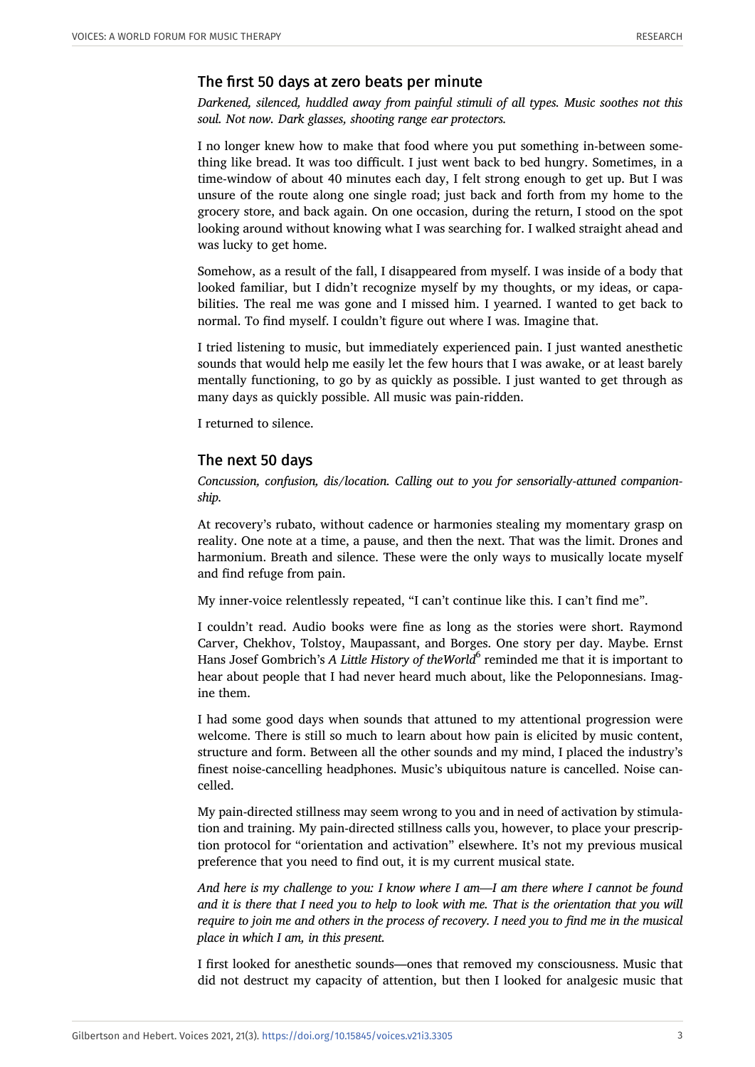## The first 50 days at zero beats per minute

*Darkened, silenced, huddled away from painful stimuli of all types. Music soothes not this soul. Not now. Dark glasses, shooting range ear protectors.*

I no longer knew how to make that food where you put something in-between something like bread. It was too difficult. I just went back to bed hungry. Sometimes, in a time-window of about 40 minutes each day, I felt strong enough to get up. But I was unsure of the route along one single road; just back and forth from my home to the grocery store, and back again. On one occasion, during the return, I stood on the spot looking around without knowing what I was searching for. I walked straight ahead and was lucky to get home.

Somehow, as a result of the fall, I disappeared from myself. I was inside of a body that looked familiar, but I didn't recognize myself by my thoughts, or my ideas, or capabilities. The real me was gone and I missed him. I yearned. I wanted to get back to normal. To find myself. I couldn't figure out where I was. Imagine that.

I tried listening to music, but immediately experienced pain. I just wanted anesthetic sounds that would help me easily let the few hours that I was awake, or at least barely mentally functioning, to go by as quickly as possible. I just wanted to get through as many days as quickly possible. All music was pain-ridden.

I returned to silence.

## The next 50 days

*Concussion, confusion, dis/location. Calling out to you for sensorially-attuned companionship.*

At recovery's rubato, without cadence or harmonies stealing my momentary grasp on reality. One note at a time, a pause, and then the next. That was the limit. Drones and harmonium. Breath and silence. These were the only ways to musically locate myself and find refuge from pain.

My inner-voice relentlessly repeated, "I can't continue like this. I can't find me".

I couldn't read. Audio books were fine as long as the stories were short. Raymond Carver, Chekhov, Tolstoy, Maupassant, and Borges. One story per day. Maybe. Ernst Hans Josef Gombrich's *A Little History of theWorld*[6] reminded me that it is important to hear about people that I had never heard much about, like the Peloponnesians. Imagine them.

I had some good days when sounds that attuned to my attentional progression were welcome. There is still so much to learn about how pain is elicited by music content, structure and form. Between all the other sounds and my mind, I placed the industry's finest noise-cancelling headphones. Music's ubiquitous nature is cancelled. Noise cancelled.

My pain-directed stillness may seem wrong to you and in need of activation by stimulation and training. My pain-directed stillness calls you, however, to place your prescription protocol for "orientation and activation" elsewhere. It's not my previous musical preference that you need to find out, it is my current musical state.

*And here is my challenge to you: I know where I am—I am there where I cannot be found and it is there that I need you to help to look with me. That is the orientation that you will require to join me and others in the process of recovery. I need you to find me in the musical place in which I am, in this present.*

I first looked for anesthetic sounds—ones that removed my consciousness. Music that did not destruct my capacity of attention, but then I looked for analgesic music that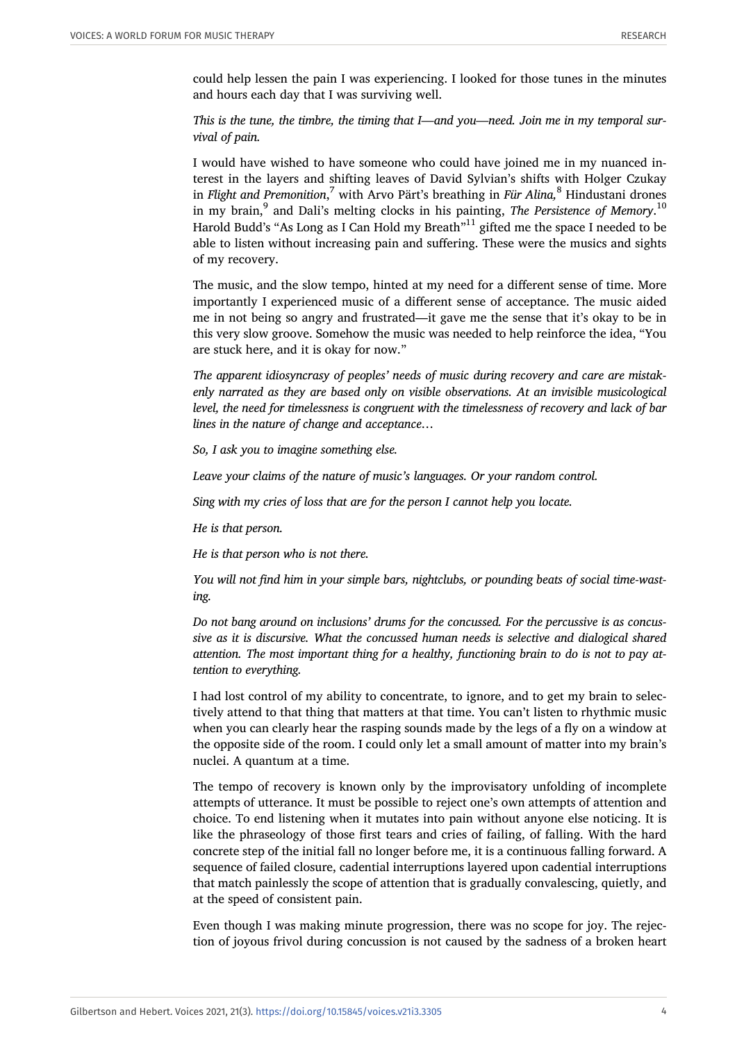could help lessen the pain I was experiencing. I looked for those tunes in the minutes and hours each day that I was surviving well.

*This is the tune, the timbre, the timing that I—and you—need. Join me in my temporal survival of pain.*

I would have wished to have someone who could have joined me in my nuanced interest in the layers and shifting leaves of David Sylvian's shifts with Holger Czukay in *Flight and Premonition*,[7] with Arvo Pärt's breathing in *Für Alina,*[8] Hindustani drones in my brain,[9] and Dali's melting clocks in his painting, *The Persistence of Memory*.[10] Harold Budd's "As Long as I Can Hold my Breath"[11] gifted me the space I needed to be able to listen without increasing pain and suffering. These were the musics and sights of my recovery.

The music, and the slow tempo, hinted at my need for a different sense of time. More importantly I experienced music of a different sense of acceptance. The music aided me in not being so angry and frustrated—it gave me the sense that it's okay to be in this very slow groove. Somehow the music was needed to help reinforce the idea, "You are stuck here, and it is okay for now."

*The apparent idiosyncrasy of peoples' needs of music during recovery and care are mistakenly narrated as they are based only on visible observations. At an invisible musicological level, the need for timelessness is congruent with the timelessness of recovery and lack of bar lines in the nature of change and acceptance…*

*So, I ask you to imagine something else.*

*Leave your claims of the nature of music's languages. Or your random control.*

*Sing with my cries of loss that are for the person I cannot help you locate.*

*He is that person.*

*He is that person who is not there.*

*You will not find him in your simple bars, nightclubs, or pounding beats of social time-wasting.*

*Do not bang around on inclusions' drums for the concussed. For the percussive is as concussive as it is discursive. What the concussed human needs is selective and dialogical shared attention. The most important thing for a healthy, functioning brain to do is not to pay attention to everything.*

I had lost control of my ability to concentrate, to ignore, and to get my brain to selectively attend to that thing that matters at that time. You can't listen to rhythmic music when you can clearly hear the rasping sounds made by the legs of a fly on a window at the opposite side of the room. I could only let a small amount of matter into my brain's nuclei. A quantum at a time.

The tempo of recovery is known only by the improvisatory unfolding of incomplete attempts of utterance. It must be possible to reject one's own attempts of attention and choice. To end listening when it mutates into pain without anyone else noticing. It is like the phraseology of those first tears and cries of failing, of falling. With the hard concrete step of the initial fall no longer before me, it is a continuous falling forward. A sequence of failed closure, cadential interruptions layered upon cadential interruptions that match painlessly the scope of attention that is gradually convalescing, quietly, and at the speed of consistent pain.

Even though I was making minute progression, there was no scope for joy. The rejection of joyous frivol during concussion is not caused by the sadness of a broken heart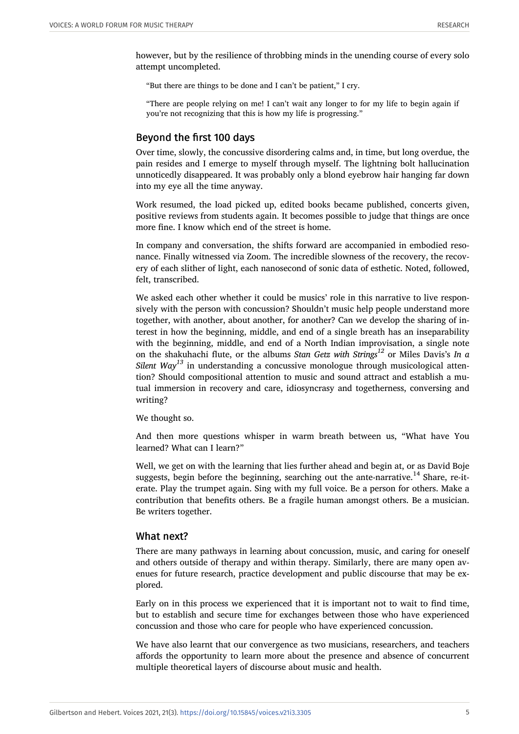however, but by the resilience of throbbing minds in the unending course of every solo attempt uncompleted.

> "But there are things to be done and I can't be patient," I cry.
>
> "There are people relying on me! I can't wait any longer to for my life to begin again if you're not recognizing that this is how my life is progressing."

## Beyond the first 100 days

Over time, slowly, the concussive disordering calms and, in time, but long overdue, the pain resides and I emerge to myself through myself. The lightning bolt hallucination unnoticedly disappeared. It was probably only a blond eyebrow hair hanging far down into my eye all the time anyway.

Work resumed, the load picked up, edited books became published, concerts given, positive reviews from students again. It becomes possible to judge that things are once more fine. I know which end of the street is home.

In company and conversation, the shifts forward are accompanied in embodied resonance. Finally witnessed via Zoom. The incredible slowness of the recovery, the recovery of each slither of light, each nanosecond of sonic data of esthetic. Noted, followed, felt, transcribed.

We asked each other whether it could be musics' role in this narrative to live responsively with the person with concussion? Shouldn't music help people understand more together, with another, about another, for another? Can we develop the sharing of interest in how the beginning, middle, and end of a single breath has an inseparability with the beginning, middle, and end of a North Indian improvisation, a single note on the shakuhachi flute, or the albums ***Stan Getz with Strings***[12] or Miles Davis's ***In a Silent Way***[13] in understanding a concussive monologue through musicological attention? Should compositional attention to music and sound attract and establish a mutual immersion in recovery and care, idiosyncrasy and togetherness, conversing and writing?

We thought so.

And then more questions whisper in warm breath between us, "What have You learned? What can I learn?"

Well, we get on with the learning that lies further ahead and begin at, or as David Boje suggests, begin before the beginning, searching out the ante-narrative.[14] Share, re-iterate. Play the trumpet again. Sing with my full voice. Be a person for others. Make a contribution that benefits others. Be a fragile human amongst others. Be a musician. Be writers together.

## What next?

There are many pathways in learning about concussion, music, and caring for oneself and others outside of therapy and within therapy. Similarly, there are many open avenues for future research, practice development and public discourse that may be explored.

Early on in this process we experienced that it is important not to wait to find time, but to establish and secure time for exchanges between those who have experienced concussion and those who care for people who have experienced concussion.

We have also learnt that our convergence as two musicians, researchers, and teachers affords the opportunity to learn more about the presence and absence of concurrent multiple theoretical layers of discourse about music and health.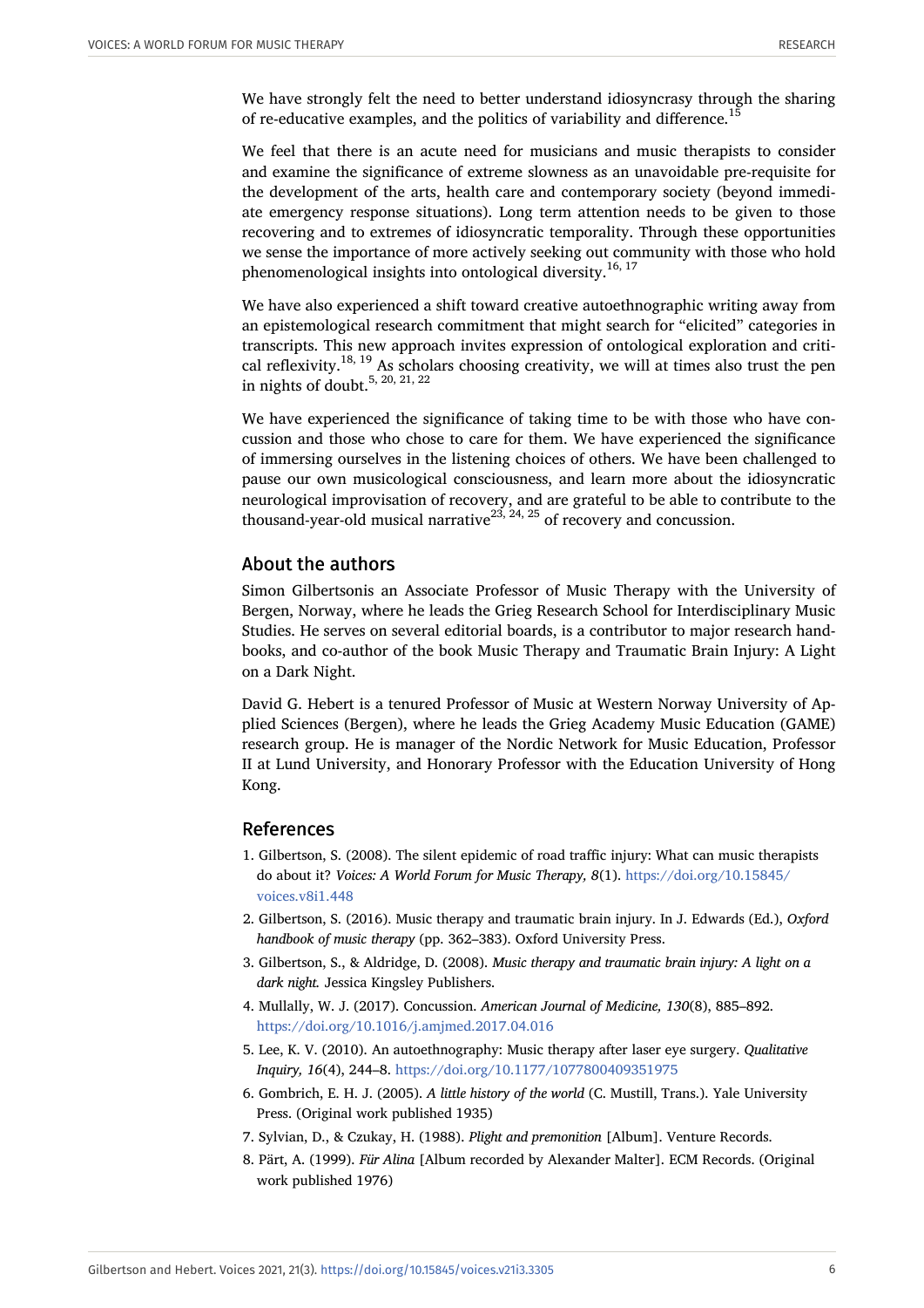We have strongly felt the need to better understand idiosyncrasy through the sharing of re-educative examples, and the politics of variability and difference.[15]

We feel that there is an acute need for musicians and music therapists to consider and examine the significance of extreme slowness as an unavoidable pre-requisite for the development of the arts, health care and contemporary society (beyond immediate emergency response situations). Long term attention needs to be given to those recovering and to extremes of idiosyncratic temporality. Through these opportunities we sense the importance of more actively seeking out community with those who hold phenomenological insights into ontological diversity.[16, 17]

We have also experienced a shift toward creative autoethnographic writing away from an epistemological research commitment that might search for "elicited" categories in transcripts. This new approach invites expression of ontological exploration and critical reflexivity.[18, 19] As scholars choosing creativity, we will at times also trust the pen in nights of doubt.[5, 20, 21, 22]

We have experienced the significance of taking time to be with those who have concussion and those who chose to care for them. We have experienced the significance of immersing ourselves in the listening choices of others. We have been challenged to pause our own musicological consciousness, and learn more about the idiosyncratic neurological improvisation of recovery, and are grateful to be able to contribute to the thousand-year-old musical narrative[23, 24, 25] of recovery and concussion.

## About the authors

Simon Gilbertsonis an Associate Professor of Music Therapy with the University of Bergen, Norway, where he leads the Grieg Research School for Interdisciplinary Music Studies. He serves on several editorial boards, is a contributor to major research handbooks, and co-author of the book Music Therapy and Traumatic Brain Injury: A Light on a Dark Night.

David G. Hebert is a tenured Professor of Music at Western Norway University of Applied Sciences (Bergen), where he leads the Grieg Academy Music Education (GAME) research group. He is manager of the Nordic Network for Music Education, Professor II at Lund University, and Honorary Professor with the Education University of Hong Kong.

## References

1. Gilbertson, S. (2008). The silent epidemic of road traffic injury: What can music therapists do about it? *Voices: A World Forum for Music Therapy, 8*(1). https://doi.org/10.15845/voices.v8i1.448
2. Gilbertson, S. (2016). Music therapy and traumatic brain injury. In J. Edwards (Ed.), *Oxford handbook of music therapy* (pp. 362–383). Oxford University Press.
3. Gilbertson, S., & Aldridge, D. (2008). *Music therapy and traumatic brain injury: A light on a dark night.* Jessica Kingsley Publishers.
4. Mullally, W. J. (2017). Concussion. *American Journal of Medicine, 130*(8), 885–892. https://doi.org/10.1016/j.amjmed.2017.04.016
5. Lee, K. V. (2010). An autoethnography: Music therapy after laser eye surgery. *Qualitative Inquiry, 16*(4), 244–8. https://doi.org/10.1177/1077800409351975
6. Gombrich, E. H. J. (2005). *A little history of the world* (C. Mustill, Trans.). Yale University Press. (Original work published 1935)
7. Sylvian, D., & Czukay, H. (1988). *Plight and premonition* [Album]. Venture Records.
8. Pärt, A. (1999). *Für Alina* [Album recorded by Alexander Malter]. ECM Records. (Original work published 1976)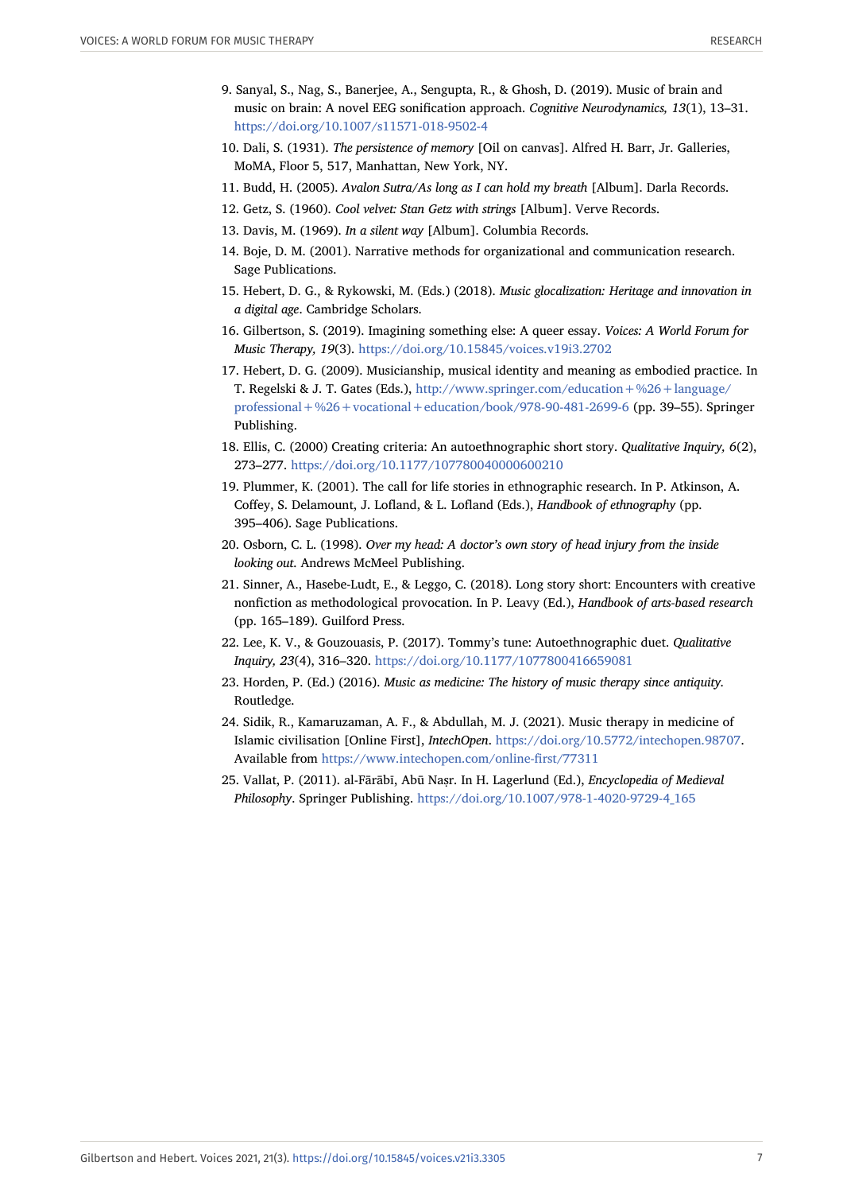9. Sanyal, S., Nag, S., Banerjee, A., Sengupta, R., & Ghosh, D. (2019). Music of brain and music on brain: A novel EEG sonification approach. *Cognitive Neurodynamics, 13*(1), 13–31. https://doi.org/10.1007/s11571-018-9502-4
10. Dali, S. (1931). *The persistence of memory* [Oil on canvas]. Alfred H. Barr, Jr. Galleries, MoMA, Floor 5, 517, Manhattan, New York, NY.
11. Budd, H. (2005). *Avalon Sutra/As long as I can hold my breath* [Album]. Darla Records.
12. Getz, S. (1960). *Cool velvet: Stan Getz with strings* [Album]. Verve Records.
13. Davis, M. (1969). *In a silent way* [Album]. Columbia Records.
14. Boje, D. M. (2001). Narrative methods for organizational and communication research. Sage Publications.
15. Hebert, D. G., & Rykowski, M. (Eds.) (2018). *Music glocalization: Heritage and innovation in a digital age*. Cambridge Scholars.
16. Gilbertson, S. (2019). Imagining something else: A queer essay. *Voices: A World Forum for Music Therapy, 19*(3). https://doi.org/10.15845/voices.v19i3.2702
17. Hebert, D. G. (2009). Musicianship, musical identity and meaning as embodied practice. In T. Regelski & J. T. Gates (Eds.), http://www.springer.com/education+%26+language/professional+%26+vocational+education/book/978-90-481-2699-6 (pp. 39–55). Springer Publishing.
18. Ellis, C. (2000) Creating criteria: An autoethnographic short story. *Qualitative Inquiry, 6*(2), 273–277. https://doi.org/10.1177/107780040000600210
19. Plummer, K. (2001). The call for life stories in ethnographic research. In P. Atkinson, A. Coffey, S. Delamount, J. Lofland, & L. Lofland (Eds.), *Handbook of ethnography* (pp. 395–406). Sage Publications.
20. Osborn, C. L. (1998). *Over my head: A doctor's own story of head injury from the inside looking out*. Andrews McMeel Publishing.
21. Sinner, A., Hasebe-Ludt, E., & Leggo, C. (2018). Long story short: Encounters with creative nonfiction as methodological provocation. In P. Leavy (Ed.), *Handbook of arts-based research* (pp. 165–189). Guilford Press.
22. Lee, K. V., & Gouzouasis, P. (2017). Tommy's tune: Autoethnographic duet. *Qualitative Inquiry, 23*(4), 316–320. https://doi.org/10.1177/1077800416659081
23. Horden, P. (Ed.) (2016). *Music as medicine: The history of music therapy since antiquity*. Routledge.
24. Sidik, R., Kamaruzaman, A. F., & Abdullah, M. J. (2021). Music therapy in medicine of Islamic civilisation [Online First], *IntechOpen*. https://doi.org/10.5772/intechopen.98707. Available from https://www.intechopen.com/online-first/77311
25. Vallat, P. (2011). al-Fārābī, Abū Naṣr. In H. Lagerlund (Ed.), *Encyclopedia of Medieval Philosophy*. Springer Publishing. https://doi.org/10.1007/978-1-4020-9729-4_165